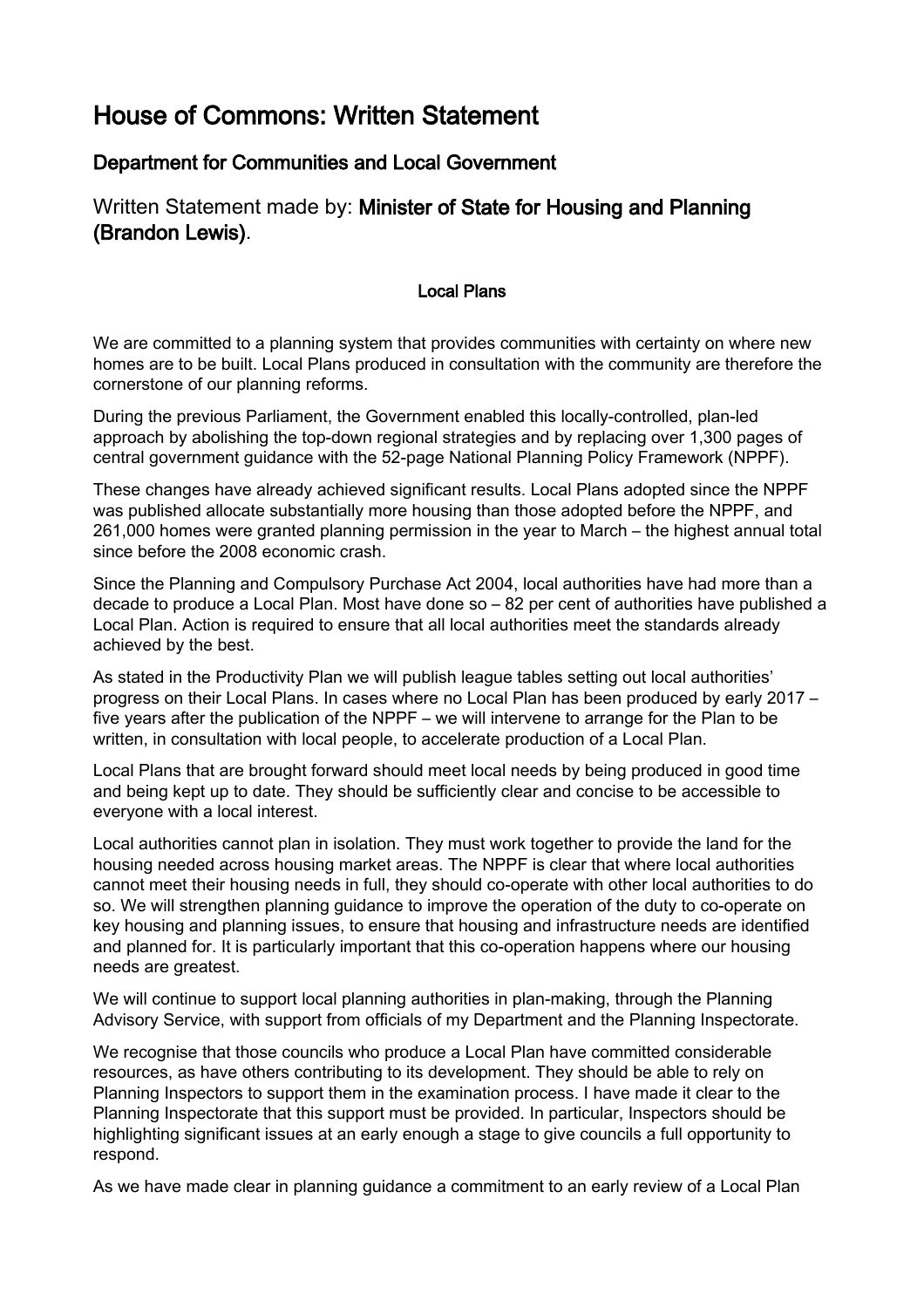# House of Commons: Written Statement

## Department for Communities and Local Government

### Written Statement made by: **Minister of State for Housing and Planning (Brandon Lewis)**.

**Local Plans**

We are committed to a planning system that provides communities with certainty on where new homes are to be built. Local Plans produced in consultation with the community are therefore the cornerstone of our planning reforms.

During the previous Parliament, the Government enabled this locally-controlled, plan-led approach by abolishing the top-down regional strategies and by replacing over 1,300 pages of central government guidance with the 52-page National Planning Policy Framework (NPPF).

These changes have already achieved significant results. Local Plans adopted since the NPPF was published allocate substantially more housing than those adopted before the NPPF, and 261,000 homes were granted planning permission in the year to March – the highest annual total since before the 2008 economic crash.

Since the Planning and Compulsory Purchase Act 2004, local authorities have had more than a decade to produce a Local Plan. Most have done so – 82 per cent of authorities have published a Local Plan. Action is required to ensure that all local authorities meet the standards already achieved by the best.

As stated in the Productivity Plan we will publish league tables setting out local authorities' progress on their Local Plans. In cases where no Local Plan has been produced by early 2017 – five years after the publication of the NPPF – we will intervene to arrange for the Plan to be written, in consultation with local people, to accelerate production of a Local Plan.

Local Plans that are brought forward should meet local needs by being produced in good time and being kept up to date. They should be sufficiently clear and concise to be accessible to everyone with a local interest.

Local authorities cannot plan in isolation. They must work together to provide the land for the housing needed across housing market areas. The NPPF is clear that where local authorities cannot meet their housing needs in full, they should co-operate with other local authorities to do so. We will strengthen planning guidance to improve the operation of the duty to co-operate on key housing and planning issues, to ensure that housing and infrastructure needs are identified and planned for. It is particularly important that this co-operation happens where our housing needs are greatest.

We will continue to support local planning authorities in plan-making, through the Planning Advisory Service, with support from officials of my Department and the Planning Inspectorate.

We recognise that those councils who produce a Local Plan have committed considerable resources, as have others contributing to its development. They should be able to rely on Planning Inspectors to support them in the examination process. I have made it clear to the Planning Inspectorate that this support must be provided. In particular, Inspectors should be highlighting significant issues at an early enough a stage to give councils a full opportunity to respond.

As we have made clear in planning guidance a commitment to an early review of a Local Plan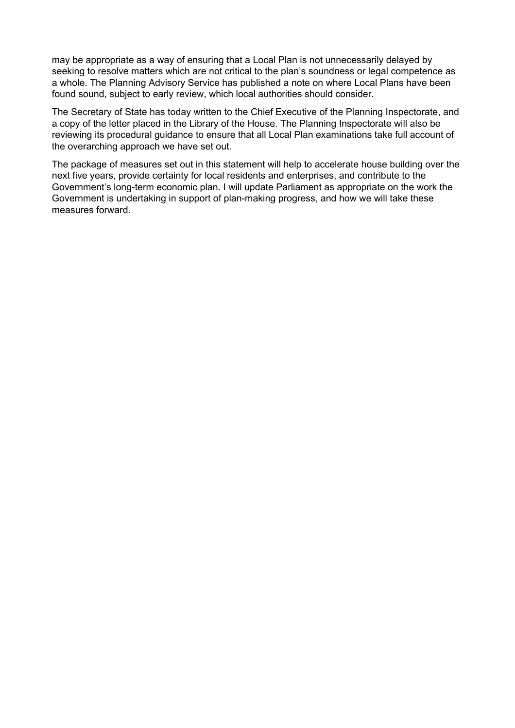may be appropriate as a way of ensuring that a Local Plan is not unnecessarily delayed by seeking to resolve matters which are not critical to the plan's soundness or legal competence as a whole. The Planning Advisory Service has published a note on where Local Plans have been found sound, subject to early review, which local authorities should consider.

The Secretary of State has today written to the Chief Executive of the Planning Inspectorate, and a copy of the letter placed in the Library of the House. The Planning Inspectorate will also be reviewing its procedural guidance to ensure that all Local Plan examinations take full account of the overarching approach we have set out.

The package of measures set out in this statement will help to accelerate house building over the next five years, provide certainty for local residents and enterprises, and contribute to the Government's long-term economic plan. I will update Parliament as appropriate on the work the Government is undertaking in support of plan-making progress, and how we will take these measures forward.